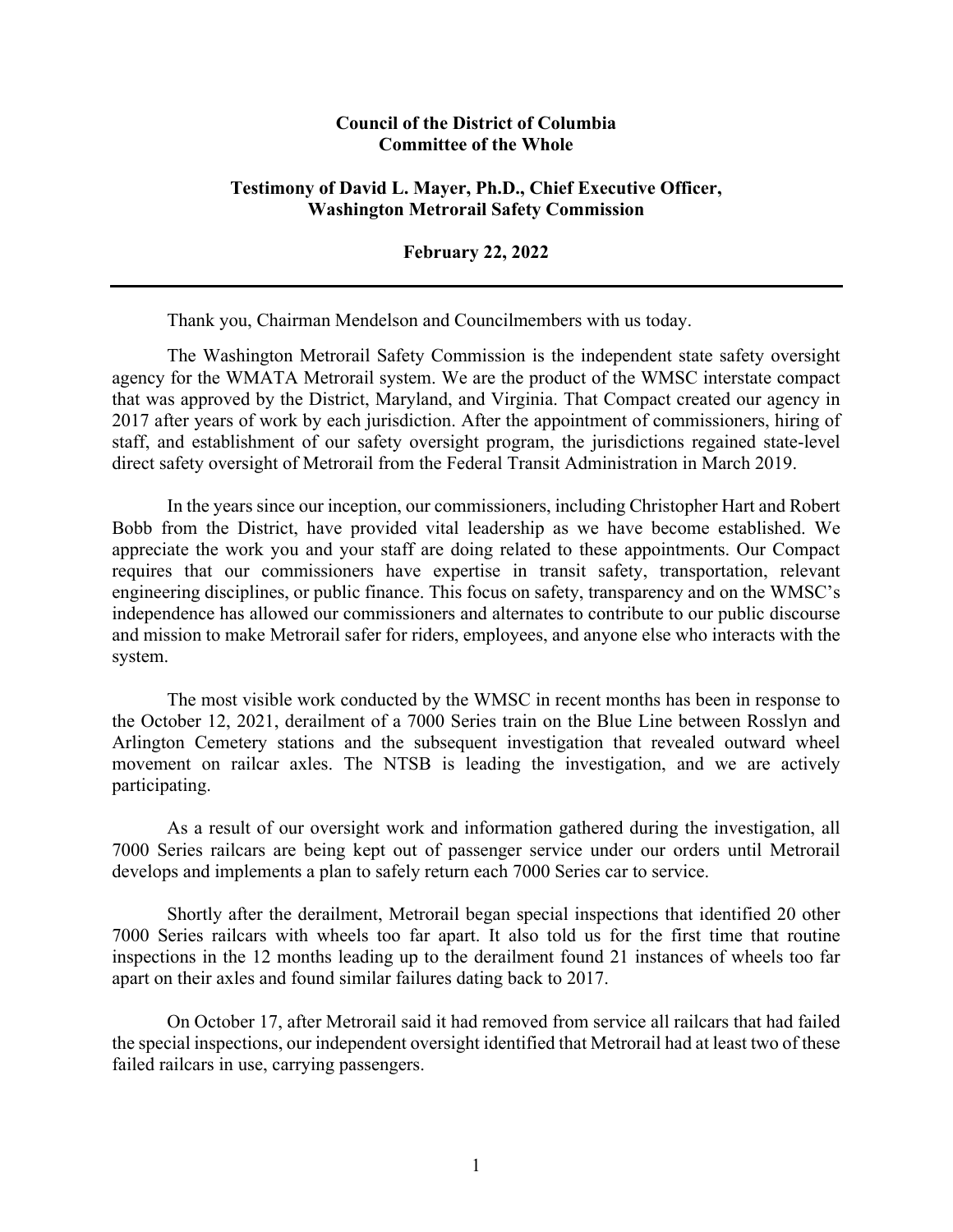**Council of the District of Columbia**
**Committee of the Whole**

**Testimony of David L. Mayer, Ph.D., Chief Executive Officer, Washington Metrorail Safety Commission**

**February 22, 2022**

---

Thank you, Chairman Mendelson and Councilmembers with us today.

The Washington Metrorail Safety Commission is the independent state safety oversight agency for the WMATA Metrorail system. We are the product of the WMSC interstate compact that was approved by the District, Maryland, and Virginia. That Compact created our agency in 2017 after years of work by each jurisdiction. After the appointment of commissioners, hiring of staff, and establishment of our safety oversight program, the jurisdictions regained state-level direct safety oversight of Metrorail from the Federal Transit Administration in March 2019.

In the years since our inception, our commissioners, including Christopher Hart and Robert Bobb from the District, have provided vital leadership as we have become established. We appreciate the work you and your staff are doing related to these appointments. Our Compact requires that our commissioners have expertise in transit safety, transportation, relevant engineering disciplines, or public finance. This focus on safety, transparency and on the WMSC's independence has allowed our commissioners and alternates to contribute to our public discourse and mission to make Metrorail safer for riders, employees, and anyone else who interacts with the system.

The most visible work conducted by the WMSC in recent months has been in response to the October 12, 2021, derailment of a 7000 Series train on the Blue Line between Rosslyn and Arlington Cemetery stations and the subsequent investigation that revealed outward wheel movement on railcar axles. The NTSB is leading the investigation, and we are actively participating.

As a result of our oversight work and information gathered during the investigation, all 7000 Series railcars are being kept out of passenger service under our orders until Metrorail develops and implements a plan to safely return each 7000 Series car to service.

Shortly after the derailment, Metrorail began special inspections that identified 20 other 7000 Series railcars with wheels too far apart. It also told us for the first time that routine inspections in the 12 months leading up to the derailment found 21 instances of wheels too far apart on their axles and found similar failures dating back to 2017.

On October 17, after Metrorail said it had removed from service all railcars that had failed the special inspections, our independent oversight identified that Metrorail had at least two of these failed railcars in use, carrying passengers.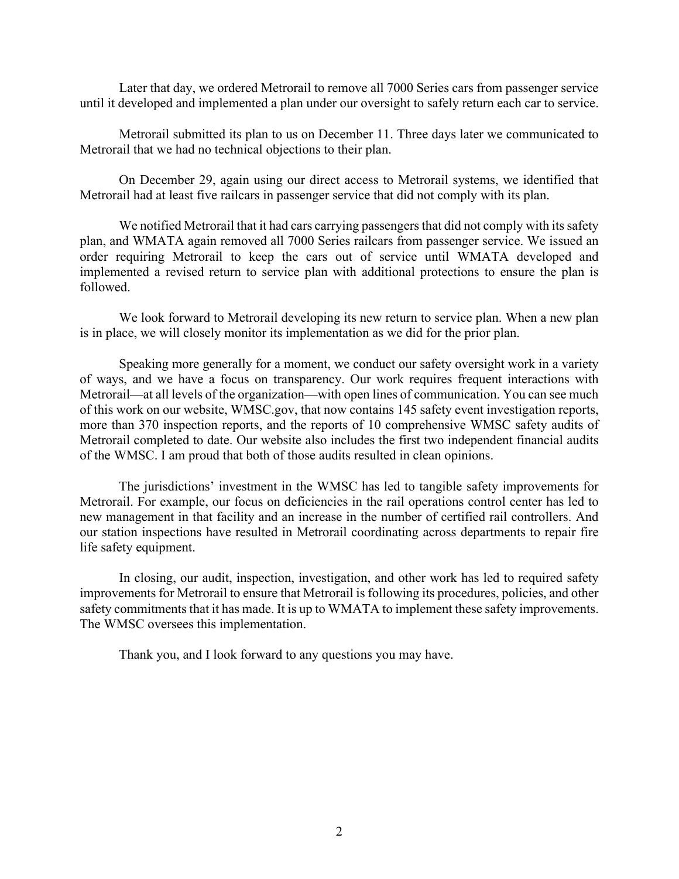Later that day, we ordered Metrorail to remove all 7000 Series cars from passenger service until it developed and implemented a plan under our oversight to safely return each car to service.

Metrorail submitted its plan to us on December 11. Three days later we communicated to Metrorail that we had no technical objections to their plan.

On December 29, again using our direct access to Metrorail systems, we identified that Metrorail had at least five railcars in passenger service that did not comply with its plan.

We notified Metrorail that it had cars carrying passengers that did not comply with its safety plan, and WMATA again removed all 7000 Series railcars from passenger service. We issued an order requiring Metrorail to keep the cars out of service until WMATA developed and implemented a revised return to service plan with additional protections to ensure the plan is followed.

We look forward to Metrorail developing its new return to service plan. When a new plan is in place, we will closely monitor its implementation as we did for the prior plan.

Speaking more generally for a moment, we conduct our safety oversight work in a variety of ways, and we have a focus on transparency. Our work requires frequent interactions with Metrorail—at all levels of the organization—with open lines of communication. You can see much of this work on our website, WMSC.gov, that now contains 145 safety event investigation reports, more than 370 inspection reports, and the reports of 10 comprehensive WMSC safety audits of Metrorail completed to date. Our website also includes the first two independent financial audits of the WMSC. I am proud that both of those audits resulted in clean opinions.

The jurisdictions' investment in the WMSC has led to tangible safety improvements for Metrorail. For example, our focus on deficiencies in the rail operations control center has led to new management in that facility and an increase in the number of certified rail controllers. And our station inspections have resulted in Metrorail coordinating across departments to repair fire life safety equipment.

In closing, our audit, inspection, investigation, and other work has led to required safety improvements for Metrorail to ensure that Metrorail is following its procedures, policies, and other safety commitments that it has made. It is up to WMATA to implement these safety improvements. The WMSC oversees this implementation.

Thank you, and I look forward to any questions you may have.